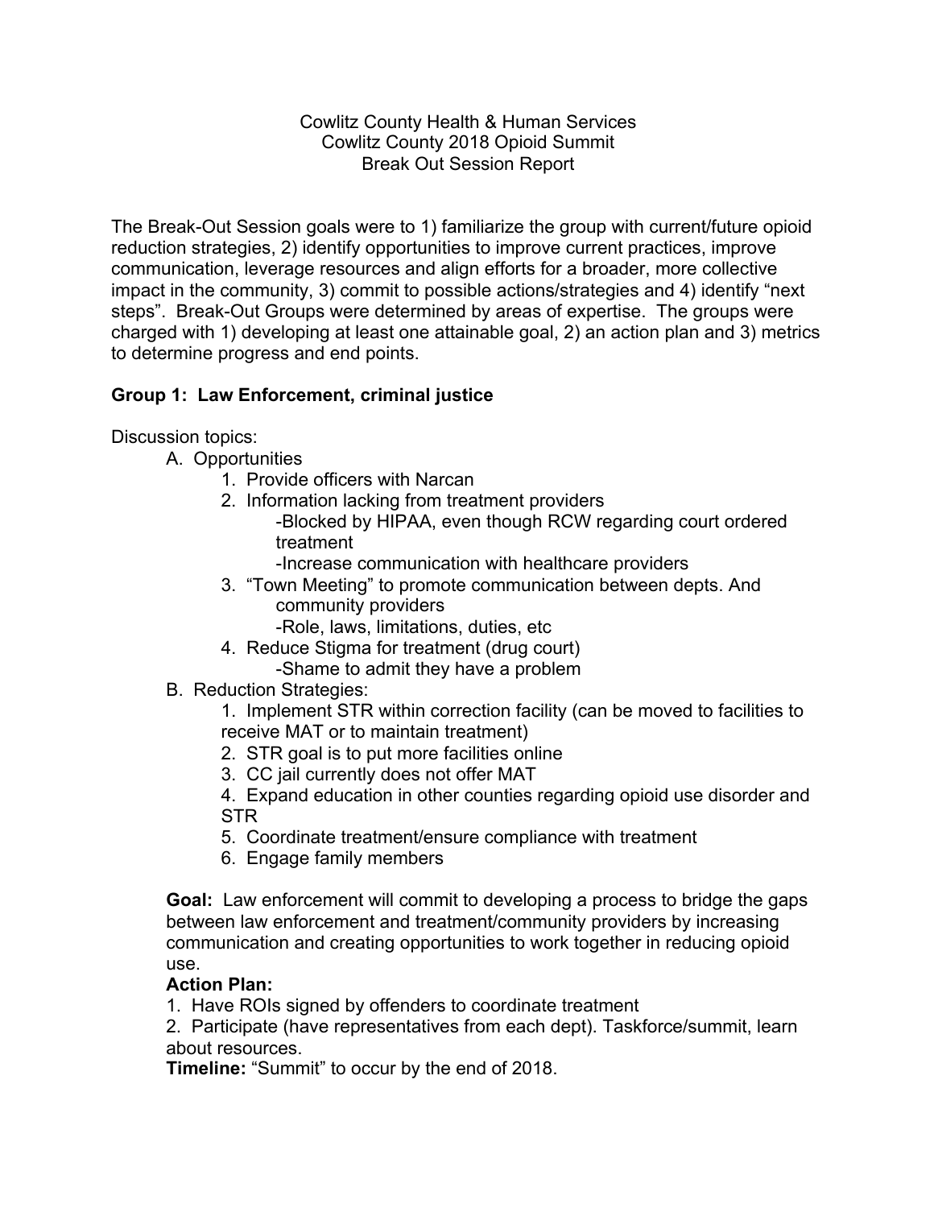Cowlitz County Health & Human Services
Cowlitz County 2018 Opioid Summit
Break Out Session Report

The Break-Out Session goals were to 1) familiarize the group with current/future opioid reduction strategies, 2) identify opportunities to improve current practices, improve communication, leverage resources and align efforts for a broader, more collective impact in the community, 3) commit to possible actions/strategies and 4) identify "next steps". Break-Out Groups were determined by areas of expertise. The groups were charged with 1) developing at least one attainable goal, 2) an action plan and 3) metrics to determine progress and end points.

**Group 1: Law Enforcement, criminal justice**

Discussion topics:

A. Opportunities
   1. Provide officers with Narcan
   2. Information lacking from treatment providers
      - Blocked by HIPAA, even though RCW regarding court ordered treatment
      - Increase communication with healthcare providers
   3. "Town Meeting" to promote communication between depts. And community providers
      - Role, laws, limitations, duties, etc
   4. Reduce Stigma for treatment (drug court)
      - Shame to admit they have a problem

B. Reduction Strategies:
   1. Implement STR within correction facility (can be moved to facilities to receive MAT or to maintain treatment)
   2. STR goal is to put more facilities online
   3. CC jail currently does not offer MAT
   4. Expand education in other counties regarding opioid use disorder and STR
   5. Coordinate treatment/ensure compliance with treatment
   6. Engage family members

**Goal:** Law enforcement will commit to developing a process to bridge the gaps between law enforcement and treatment/community providers by increasing communication and creating opportunities to work together in reducing opioid use.

**Action Plan:**

1. Have ROIs signed by offenders to coordinate treatment
2. Participate (have representatives from each dept). Taskforce/summit, learn about resources.

**Timeline:** "Summit" to occur by the end of 2018.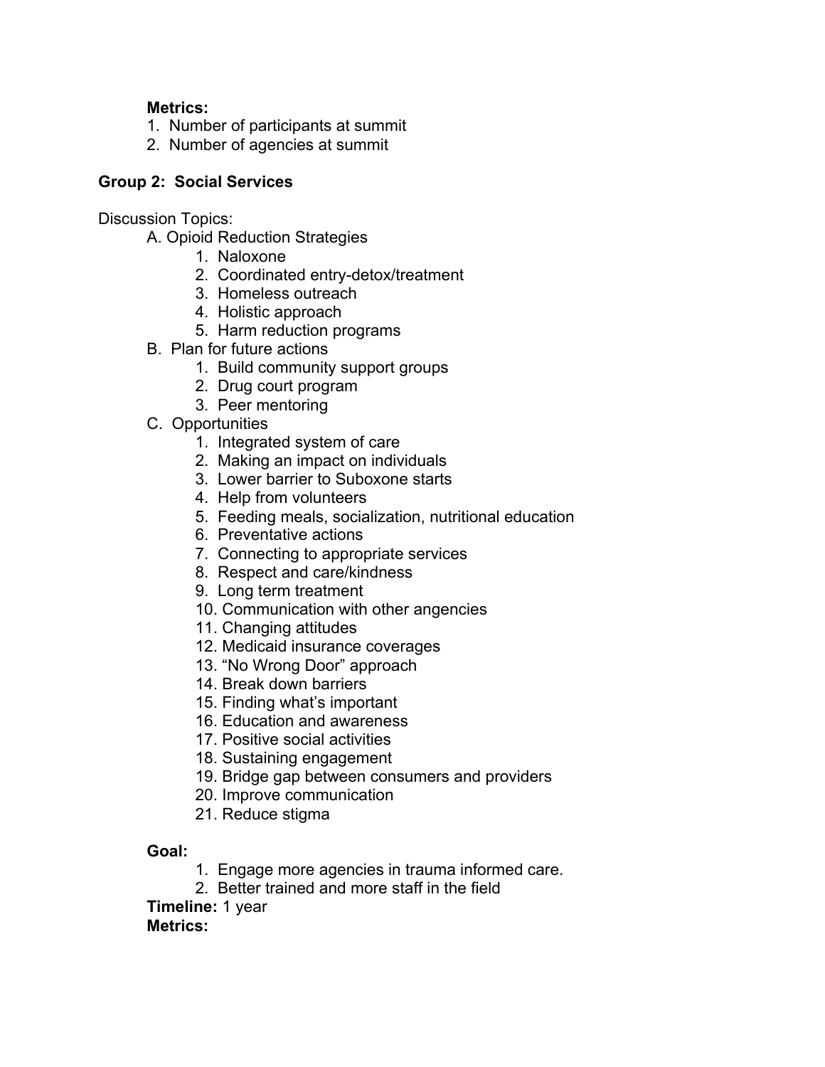**Metrics:**

1. Number of participants at summit
2. Number of agencies at summit

## Group 2: Social Services

Discussion Topics:

A. Opioid Reduction Strategies
   1. Naloxone
   2. Coordinated entry-detox/treatment
   3. Homeless outreach
   4. Holistic approach
   5. Harm reduction programs

B. Plan for future actions
   1. Build community support groups
   2. Drug court program
   3. Peer mentoring

C. Opportunities
   1. Integrated system of care
   2. Making an impact on individuals
   3. Lower barrier to Suboxone starts
   4. Help from volunteers
   5. Feeding meals, socialization, nutritional education
   6. Preventative actions
   7. Connecting to appropriate services
   8. Respect and care/kindness
   9. Long term treatment
   10. Communication with other angencies
   11. Changing attitudes
   12. Medicaid insurance coverages
   13. "No Wrong Door" approach
   14. Break down barriers
   15. Finding what's important
   16. Education and awareness
   17. Positive social activities
   18. Sustaining engagement
   19. Bridge gap between consumers and providers
   20. Improve communication
   21. Reduce stigma

**Goal:**

1. Engage more agencies in trauma informed care.
2. Better trained and more staff in the field

**Timeline:** 1 year

**Metrics:**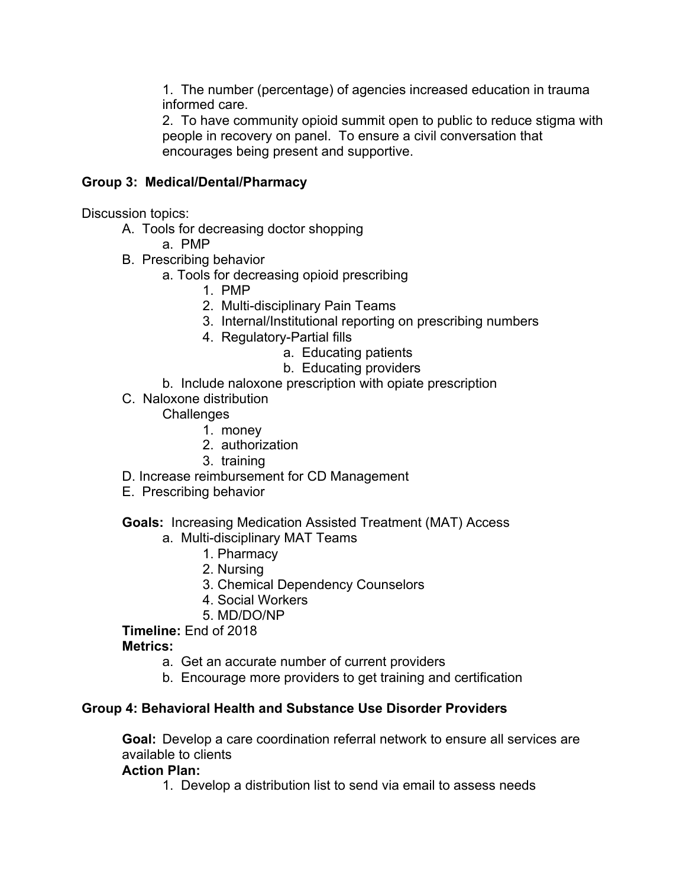1. The number (percentage) of agencies increased education in trauma informed care.
2. To have community opioid summit open to public to reduce stigma with people in recovery on panel. To ensure a civil conversation that encourages being present and supportive.

**Group 3: Medical/Dental/Pharmacy**

Discussion topics:

- A. Tools for decreasing doctor shopping
  - a. PMP
- B. Prescribing behavior
  - a. Tools for decreasing opioid prescribing
    1. PMP
    2. Multi-disciplinary Pain Teams
    3. Internal/Institutional reporting on prescribing numbers
    4. Regulatory-Partial fills
       - a. Educating patients
       - b. Educating providers
  - b. Include naloxone prescription with opiate prescription
- C. Naloxone distribution

  Challenges
  1. money
  2. authorization
  3. training
- D. Increase reimbursement for CD Management
- E. Prescribing behavior

**Goals:** Increasing Medication Assisted Treatment (MAT) Access

- a. Multi-disciplinary MAT Teams
  1. Pharmacy
  2. Nursing
  3. Chemical Dependency Counselors
  4. Social Workers
  5. MD/DO/NP

**Timeline:** End of 2018

**Metrics:**

- a. Get an accurate number of current providers
- b. Encourage more providers to get training and certification

**Group 4: Behavioral Health and Substance Use Disorder Providers**

**Goal:** Develop a care coordination referral network to ensure all services are available to clients

**Action Plan:**

1. Develop a distribution list to send via email to assess needs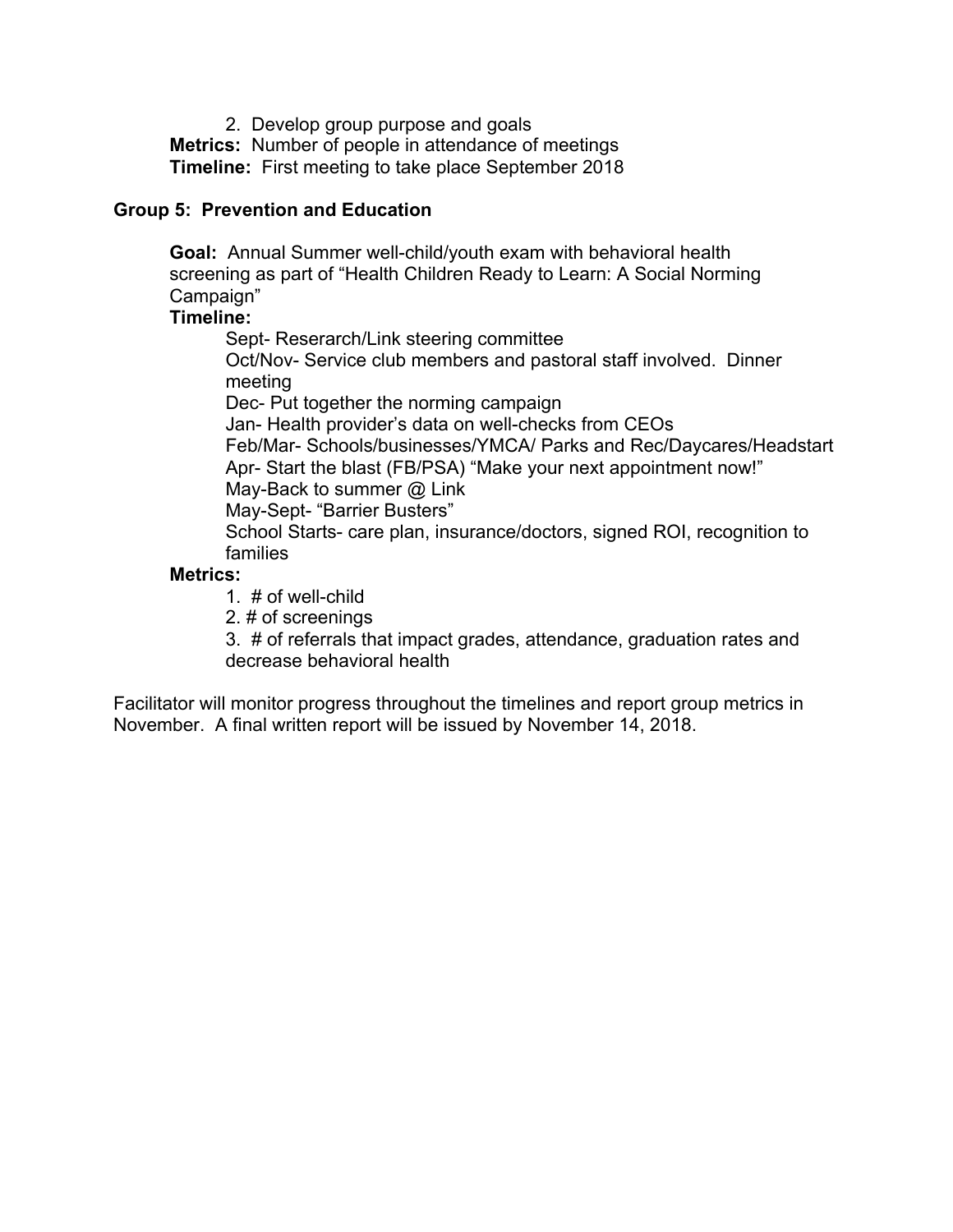2. Develop group purpose and goals

**Metrics:** Number of people in attendance of meetings
**Timeline:** First meeting to take place September 2018

### Group 5: Prevention and Education

**Goal:** Annual Summer well-child/youth exam with behavioral health screening as part of "Health Children Ready to Learn: A Social Norming Campaign"

**Timeline:**

Sept- Reserarch/Link steering committee
Oct/Nov- Service club members and pastoral staff involved. Dinner meeting
Dec- Put together the norming campaign
Jan- Health provider's data on well-checks from CEOs
Feb/Mar- Schools/businesses/YMCA/ Parks and Rec/Daycares/Headstart
Apr- Start the blast (FB/PSA) "Make your next appointment now!"
May-Back to summer @ Link
May-Sept- "Barrier Busters"
School Starts- care plan, insurance/doctors, signed ROI, recognition to families

**Metrics:**

1. # of well-child
2. # of screenings
3. # of referrals that impact grades, attendance, graduation rates and decrease behavioral health

Facilitator will monitor progress throughout the timelines and report group metrics in November. A final written report will be issued by November 14, 2018.